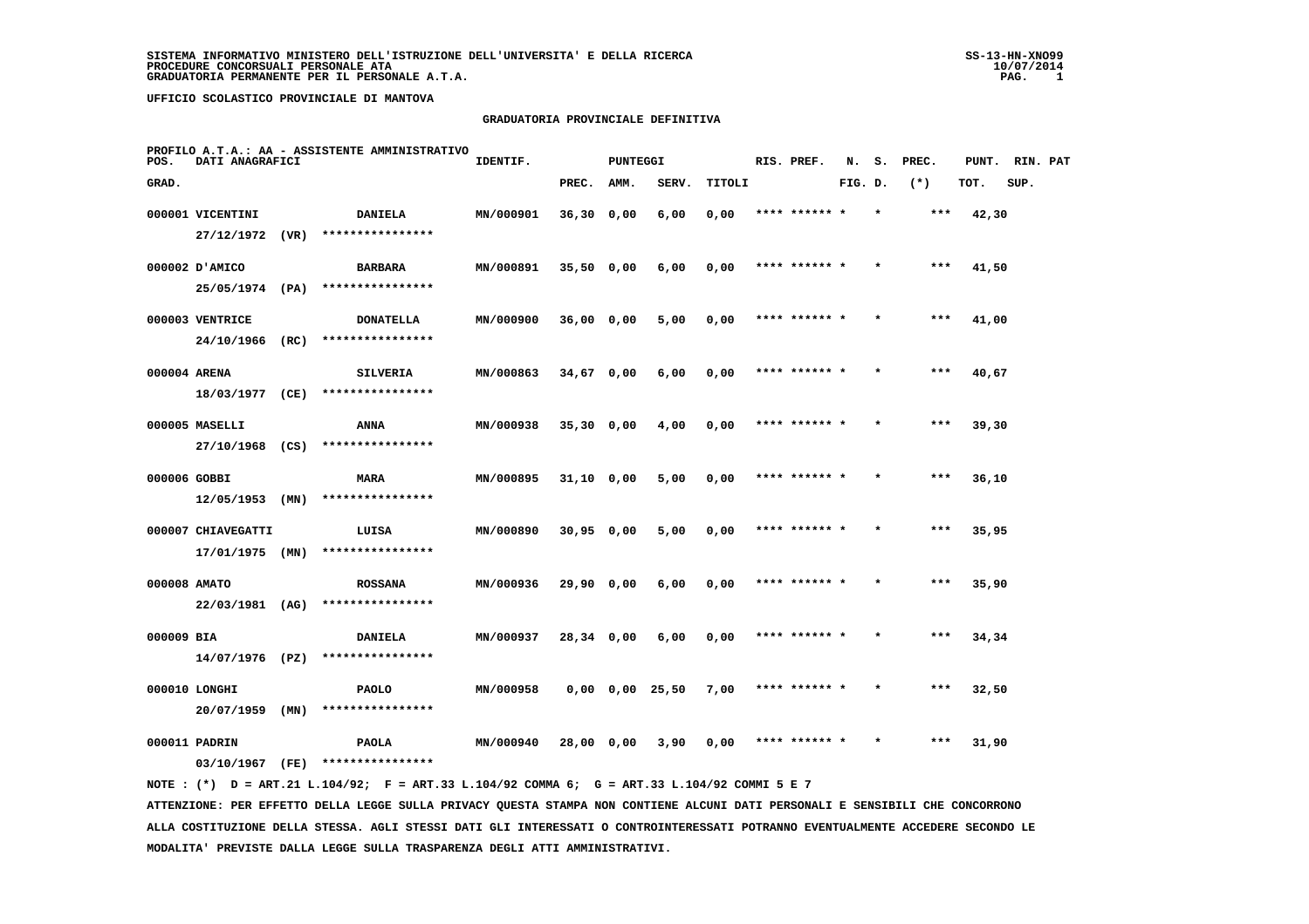SISTEMA INFORMATIVO MINISTERO DELL'ISTRUZIONE DELL'UNIVERSITA' E DELLA RICERCA
PROCEDURE CONCORSUALI PERSONALE ATA
GRADUATORIA PERMANENTE PER IL PERSONALE A.T.A.

SS-13-HN-XNO99
10/07/2014

UFFICIO SCOLASTICO PROVINCIALE DI MANTOVA

GRADUATORIA PROVINCIALE DEFINITIVA

PROFILO A.T.A.: AA - ASSISTENTE AMMINISTRATIVO

| POS. GRAD. | DATI ANAGRAFICI | | IDENTIF. | PUNTEGGI PREC. | AMM. | SERV. | TITOLI | RIS. PREF. | N. FIG. | S. D. | PREC. (*) | PUNT. TOT. | RIN. SUP. | PAT |
|---|---|---|---|---|---|---|---|---|---|---|---|---|---|---|
| 000001 | VICENTINI 27/12/1972 (VR) | DANIELA **************** | MN/000901 | 36,30 | 0,00 | 6,00 | 0,00 | **** ****** * | | * | *** | 42,30 | | |
| 000002 | D'AMICO 25/05/1974 (PA) | BARBARA **************** | MN/000891 | 35,50 | 0,00 | 6,00 | 0,00 | **** ****** * | | * | *** | 41,50 | | |
| 000003 | VENTRICE 24/10/1966 (RC) | DONATELLA **************** | MN/000900 | 36,00 | 0,00 | 5,00 | 0,00 | **** ****** * | | * | *** | 41,00 | | |
| 000004 | ARENA 18/03/1977 (CE) | SILVERIA **************** | MN/000863 | 34,67 | 0,00 | 6,00 | 0,00 | **** ****** * | | * | *** | 40,67 | | |
| 000005 | MASELLI 27/10/1968 (CS) | ANNA **************** | MN/000938 | 35,30 | 0,00 | 4,00 | 0,00 | **** ****** * | | * | *** | 39,30 | | |
| 000006 | GOBBI 12/05/1953 (MN) | MARA **************** | MN/000895 | 31,10 | 0,00 | 5,00 | 0,00 | **** ****** * | | * | *** | 36,10 | | |
| 000007 | CHIAVEGATTI 17/01/1975 (MN) | LUISA **************** | MN/000890 | 30,95 | 0,00 | 5,00 | 0,00 | **** ****** * | | * | *** | 35,95 | | |
| 000008 | AMATO 22/03/1981 (AG) | ROSSANA **************** | MN/000936 | 29,90 | 0,00 | 6,00 | 0,00 | **** ****** * | | * | *** | 35,90 | | |
| 000009 | BIA 14/07/1976 (PZ) | DANIELA **************** | MN/000937 | 28,34 | 0,00 | 6,00 | 0,00 | **** ****** * | | * | *** | 34,34 | | |
| 000010 | LONGHI 20/07/1959 (MN) | PAOLO **************** | MN/000958 | 0,00 | 0,00 | 25,50 | 7,00 | **** ****** * | | * | *** | 32,50 | | |
| 000011 | PADRIN 03/10/1967 (FE) | PAOLA **************** | MN/000940 | 28,00 | 0,00 | 3,90 | 0,00 | **** ****** * | | * | *** | 31,90 | | |

NOTE : (*) D = ART.21 L.104/92; F = ART.33 L.104/92 COMMA 6; G = ART.33 L.104/92 COMMI 5 E 7

ATTENZIONE: PER EFFETTO DELLA LEGGE SULLA PRIVACY QUESTA STAMPA NON CONTIENE ALCUNI DATI PERSONALI E SENSIBILI CHE CONCORRONO ALLA COSTITUZIONE DELLA STESSA. AGLI STESSI DATI GLI INTERESSATI O CONTROINTERESSATI POTRANNO EVENTUALMENTE ACCEDERE SECONDO LE MODALITA' PREVISTE DALLA LEGGE SULLA TRASPARENZA DEGLI ATTI AMMINISTRATIVI.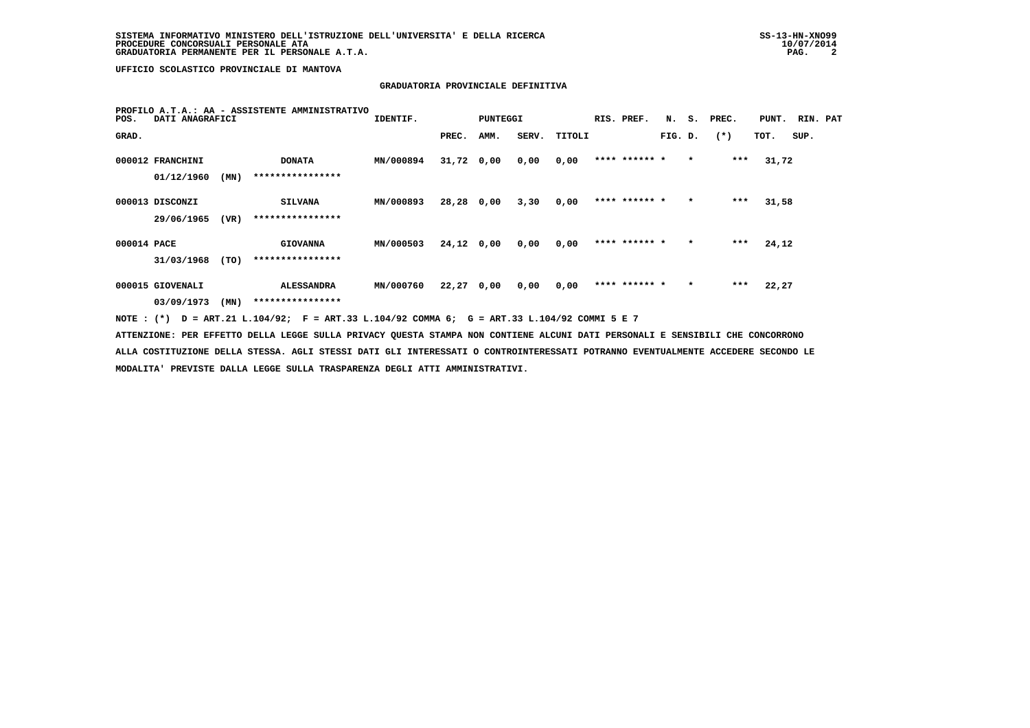**UFFICIO SCOLASTICO PROVINCIALE DI MANTOVA**

## GRADUATORIA PROVINCIALE DEFINITIVA

PROFILO A.T.A.: AA - ASSISTENTE AMMINISTRATIVO

| POS. GRAD. | DATI ANAGRAFICI | | | IDENTIF. | PUNTEGGI PREC. | AMM. | SERV. | TITOLI | RIS. PREF. | N. FIG. | S. D. | PREC. (*) | PUNT. TOT. | RIN. SUP. | PAT |
|---|---|---|---|---|---|---|---|---|---|---|---|---|---|---|---|
| 000012 | FRANCHINI | | DONATA | MN/000894 | 31,72 | 0,00 | 0,00 | 0,00 | **** ****** | * | * | *** | 31,72 | | |
| | 01/12/1960 | (MN) | **************** | | | | | | | | | | | | |
| 000013 | DISCONZI | | SILVANA | MN/000893 | 28,28 | 0,00 | 3,30 | 0,00 | **** ****** | * | * | *** | 31,58 | | |
| | 29/06/1965 | (VR) | **************** | | | | | | | | | | | | |
| 000014 | PACE | | GIOVANNA | MN/000503 | 24,12 | 0,00 | 0,00 | 0,00 | **** ****** | * | * | *** | 24,12 | | |
| | 31/03/1968 | (TO) | **************** | | | | | | | | | | | | |
| 000015 | GIOVENALI | | ALESSANDRA | MN/000760 | 22,27 | 0,00 | 0,00 | 0,00 | **** ****** | * | * | *** | 22,27 | | |
| | 03/09/1973 | (MN) | **************** | | | | | | | | | | | | |

NOTE : (*) D = ART.21 L.104/92; F = ART.33 L.104/92 COMMA 6; G = ART.33 L.104/92 COMMI 5 E 7

ATTENZIONE: PER EFFETTO DELLA LEGGE SULLA PRIVACY QUESTA STAMPA NON CONTIENE ALCUNI DATI PERSONALI E SENSIBILI CHE CONCORRONO ALLA COSTITUZIONE DELLA STESSA. AGLI STESSI DATI GLI INTERESSATI O CONTROINTERESSATI POTRANNO EVENTUALMENTE ACCEDERE SECONDO LE MODALITA' PREVISTE DALLA LEGGE SULLA TRASPARENZA DEGLI ATTI AMMINISTRATIVI.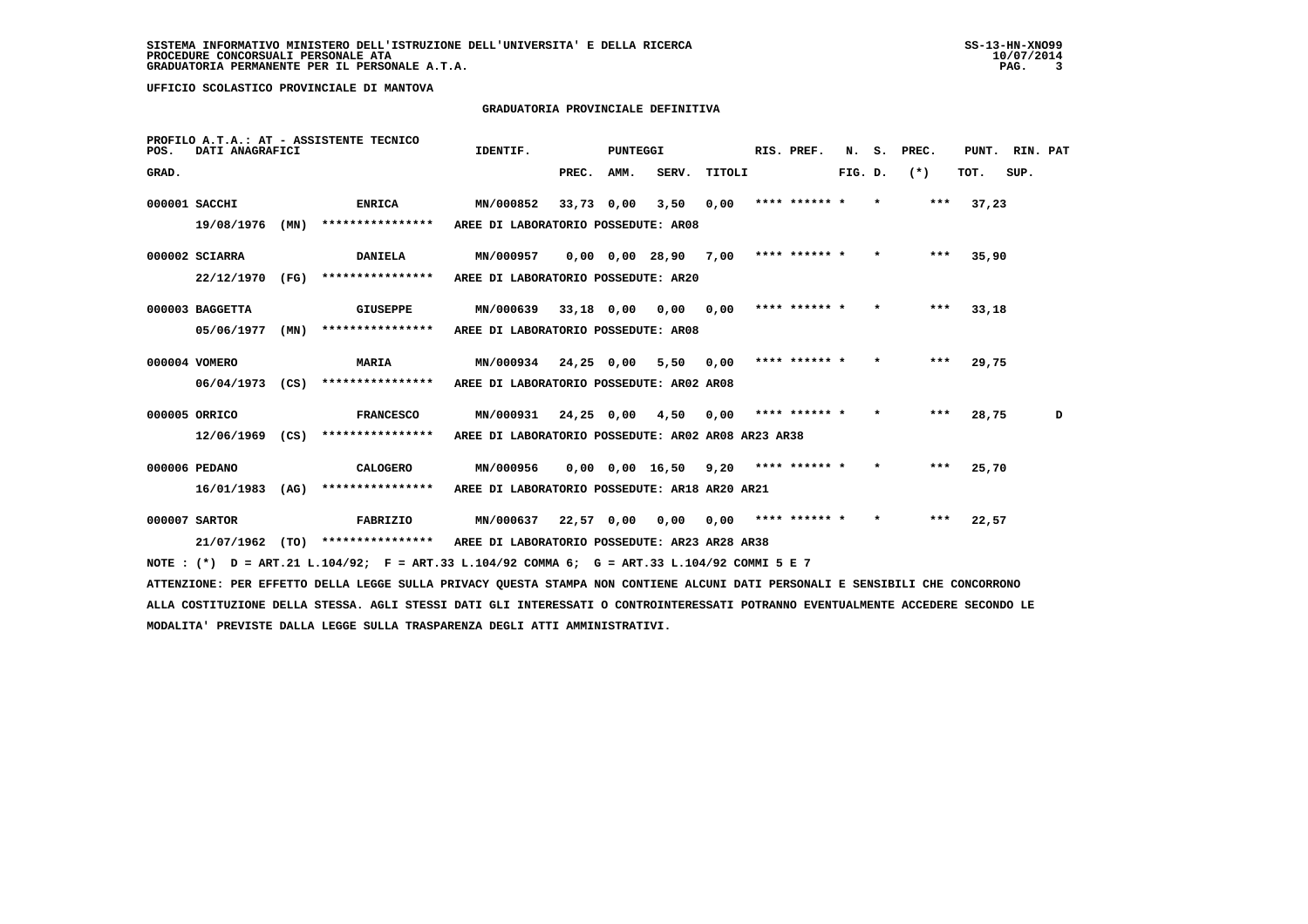SISTEMA INFORMATIVO MINISTERO DELL'ISTRUZIONE DELL'UNIVERSITA' E DELLA RICERCA
PROCEDURE CONCORSUALI PERSONALE ATA
GRADUATORIA PERMANENTE PER IL PERSONALE A.T.A.

UFFICIO SCOLASTICO PROVINCIALE DI MANTOVA

## GRADUATORIA PROVINCIALE DEFINITIVA

PROFILO A.T.A.: AT - ASSISTENTE TECNICO

| POS. GRAD. | DATI ANAGRAFICI | | | IDENTIF. | PUNTEGGI PREC. | AMM. | SERV. | TITOLI | RIS. PREF. | N. FIG. | S. D. | PREC. (*) | PUNT. TOT. | RIN. SUP. | PAT |
|---|---|---|---|---|---|---|---|---|---|---|---|---|---|---|---|
| 000001 | SACCHI | | ENRICA | MN/000852 | 33,73 | 0,00 | 3,50 | 0,00 | **** ****** * | | * | *** | 37,23 | | |
| | 19/08/1976 | (MN) | **************** | AREE DI LABORATORIO POSSEDUTE: AR08 | | | | | | | | | | | |
| 000002 | SCIARRA | | DANIELA | MN/000957 | 0,00 | 0,00 | 28,90 | 7,00 | **** ****** * | | * | *** | 35,90 | | |
| | 22/12/1970 | (FG) | **************** | AREE DI LABORATORIO POSSEDUTE: AR20 | | | | | | | | | | | |
| 000003 | BAGGETTA | | GIUSEPPE | MN/000639 | 33,18 | 0,00 | 0,00 | 0,00 | **** ****** * | | * | *** | 33,18 | | |
| | 05/06/1977 | (MN) | **************** | AREE DI LABORATORIO POSSEDUTE: AR08 | | | | | | | | | | | |
| 000004 | VOMERO | | MARIA | MN/000934 | 24,25 | 0,00 | 5,50 | 0,00 | **** ****** * | | * | *** | 29,75 | | |
| | 06/04/1973 | (CS) | **************** | AREE DI LABORATORIO POSSEDUTE: AR02 AR08 | | | | | | | | | | | |
| 000005 | ORRICO | | FRANCESCO | MN/000931 | 24,25 | 0,00 | 4,50 | 0,00 | **** ****** * | | * | *** | 28,75 | | D |
| | 12/06/1969 | (CS) | **************** | AREE DI LABORATORIO POSSEDUTE: AR02 AR08 AR23 AR38 | | | | | | | | | | | |
| 000006 | PEDANO | | CALOGERO | MN/000956 | 0,00 | 0,00 | 16,50 | 9,20 | **** ****** * | | * | *** | 25,70 | | |
| | 16/01/1983 | (AG) | **************** | AREE DI LABORATORIO POSSEDUTE: AR18 AR20 AR21 | | | | | | | | | | | |
| 000007 | SARTOR | | FABRIZIO | MN/000637 | 22,57 | 0,00 | 0,00 | 0,00 | **** ****** * | | * | *** | 22,57 | | |
| | 21/07/1962 | (TO) | **************** | AREE DI LABORATORIO POSSEDUTE: AR23 AR28 AR38 | | | | | | | | | | | |

NOTE : (*) D = ART.21 L.104/92; F = ART.33 L.104/92 COMMA 6; G = ART.33 L.104/92 COMMI 5 E 7

ATTENZIONE: PER EFFETTO DELLA LEGGE SULLA PRIVACY QUESTA STAMPA NON CONTIENE ALCUNI DATI PERSONALI E SENSIBILI CHE CONCORRONO ALLA COSTITUZIONE DELLA STESSA. AGLI STESSI DATI GLI INTERESSATI O CONTROINTERESSATI POTRANNO EVENTUALMENTE ACCEDERE SECONDO LE MODALITA' PREVISTE DALLA LEGGE SULLA TRASPARENZA DEGLI ATTI AMMINISTRATIVI.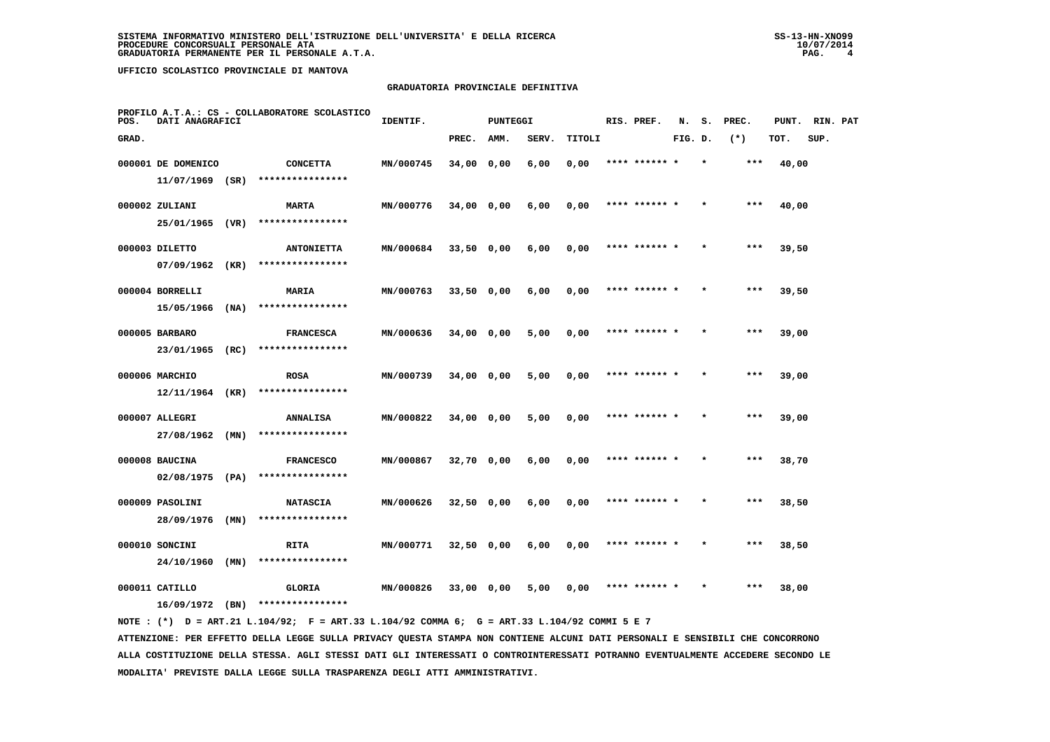SISTEMA INFORMATIVO MINISTERO DELL'ISTRUZIONE DELL'UNIVERSITA' E DELLA RICERCA
PROCEDURE CONCORSUALI PERSONALE ATA
GRADUATORIA PERMANENTE PER IL PERSONALE A.T.A.

UFFICIO SCOLASTICO PROVINCIALE DI MANTOVA

## GRADUATORIA PROVINCIALE DEFINITIVA

PROFILO A.T.A.: CS - COLLABORATORE SCOLASTICO

| POS. GRAD. | DATI ANAGRAFICI | | IDENTIF. | PUNTEGGI PREC. | AMM. | SERV. | TITOLI | RIS. PREF. | N. FIG. | S. D. | PREC. (*) | PUNT. TOT. | RIN. SUP. | PAT |
|---|---|---|---|---|---|---|---|---|---|---|---|---|---|---|
| 000001 | DE DOMENICO 11/07/1969 (SR) | CONCETTA **************** | MN/000745 | 34,00 | 0,00 | 6,00 | 0,00 | **** ****** * | | * | *** | 40,00 | | |
| 000002 | ZULIANI 25/01/1965 (VR) | MARTA **************** | MN/000776 | 34,00 | 0,00 | 6,00 | 0,00 | **** ****** * | | * | *** | 40,00 | | |
| 000003 | DILETTO 07/09/1962 (KR) | ANTONIETTA **************** | MN/000684 | 33,50 | 0,00 | 6,00 | 0,00 | **** ****** * | | * | *** | 39,50 | | |
| 000004 | BORRELLI 15/05/1966 (NA) | MARIA **************** | MN/000763 | 33,50 | 0,00 | 6,00 | 0,00 | **** ****** * | | * | *** | 39,50 | | |
| 000005 | BARBARO 23/01/1965 (RC) | FRANCESCA **************** | MN/000636 | 34,00 | 0,00 | 5,00 | 0,00 | **** ****** * | | * | *** | 39,00 | | |
| 000006 | MARCHIO 12/11/1964 (KR) | ROSA **************** | MN/000739 | 34,00 | 0,00 | 5,00 | 0,00 | **** ****** * | | * | *** | 39,00 | | |
| 000007 | ALLEGRI 27/08/1962 (MN) | ANNALISA **************** | MN/000822 | 34,00 | 0,00 | 5,00 | 0,00 | **** ****** * | | * | *** | 39,00 | | |
| 000008 | BAUCINA 02/08/1975 (PA) | FRANCESCO **************** | MN/000867 | 32,70 | 0,00 | 6,00 | 0,00 | **** ****** * | | * | *** | 38,70 | | |
| 000009 | PASOLINI 28/09/1976 (MN) | NATASCIA **************** | MN/000626 | 32,50 | 0,00 | 6,00 | 0,00 | **** ****** * | | * | *** | 38,50 | | |
| 000010 | SONCINI 24/10/1960 (MN) | RITA **************** | MN/000771 | 32,50 | 0,00 | 6,00 | 0,00 | **** ****** * | | * | *** | 38,50 | | |
| 000011 | CATILLO 16/09/1972 (BN) | GLORIA **************** | MN/000826 | 33,00 | 0,00 | 5,00 | 0,00 | **** ****** * | | * | *** | 38,00 | | |

NOTE : (*) D = ART.21 L.104/92; F = ART.33 L.104/92 COMMA 6; G = ART.33 L.104/92 COMMI 5 E 7

ATTENZIONE: PER EFFETTO DELLA LEGGE SULLA PRIVACY QUESTA STAMPA NON CONTIENE ALCUNI DATI PERSONALI E SENSIBILI CHE CONCORRONO ALLA COSTITUZIONE DELLA STESSA. AGLI STESSI DATI GLI INTERESSATI O CONTROINTERESSATI POTRANNO EVENTUALMENTE ACCEDERE SECONDO LE MODALITA' PREVISTE DALLA LEGGE SULLA TRASPARENZA DEGLI ATTI AMMINISTRATIVI.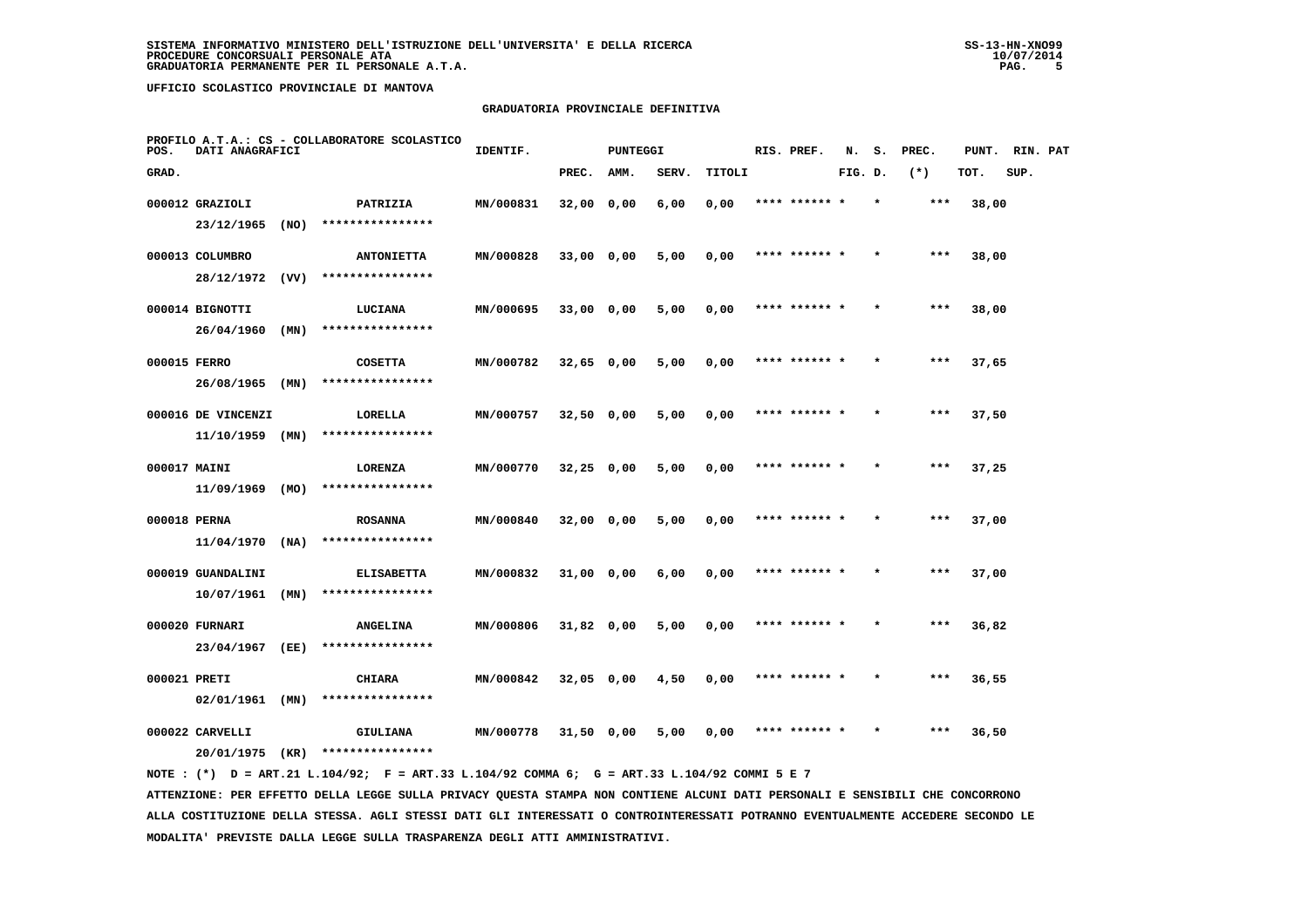SISTEMA INFORMATIVO MINISTERO DELL'ISTRUZIONE DELL'UNIVERSITA' E DELLA RICERCA
PROCEDURE CONCORSUALI PERSONALE ATA
GRADUATORIA PERMANENTE PER IL PERSONALE A.T.A.

UFFICIO SCOLASTICO PROVINCIALE DI MANTOVA

## GRADUATORIA PROVINCIALE DEFINITIVA

PROFILO A.T.A.: CS - COLLABORATORE SCOLASTICO

| POS. GRAD. | DATI ANAGRAFICI | | IDENTIF. | PUNTEGGI PREC. | AMM. | SERV. | TITOLI | RIS. PREF. | N. FIG. | S. D. | PREC. (*) | PUNT. TOT. | RIN. SUP. | PAT |
|---|---|---|---|---|---|---|---|---|---|---|---|---|---|---|
| 000012 | GRAZIOLI 23/12/1965 (NO) | PATRIZIA **************** | MN/000831 | 32,00 | 0,00 | 6,00 | 0,00 | **** ****** * | | * | *** | 38,00 | | |
| 000013 | COLUMBRO 28/12/1972 (VV) | ANTONIETTA **************** | MN/000828 | 33,00 | 0,00 | 5,00 | 0,00 | **** ****** * | | * | *** | 38,00 | | |
| 000014 | BIGNOTTI 26/04/1960 (MN) | LUCIANA **************** | MN/000695 | 33,00 | 0,00 | 5,00 | 0,00 | **** ****** * | | * | *** | 38,00 | | |
| 000015 | FERRO 26/08/1965 (MN) | COSETTA **************** | MN/000782 | 32,65 | 0,00 | 5,00 | 0,00 | **** ****** * | | * | *** | 37,65 | | |
| 000016 | DE VINCENZI 11/10/1959 (MN) | LORELLA **************** | MN/000757 | 32,50 | 0,00 | 5,00 | 0,00 | **** ****** * | | * | *** | 37,50 | | |
| 000017 | MAINI 11/09/1969 (MO) | LORENZA **************** | MN/000770 | 32,25 | 0,00 | 5,00 | 0,00 | **** ****** * | | * | *** | 37,25 | | |
| 000018 | PERNA 11/04/1970 (NA) | ROSANNA **************** | MN/000840 | 32,00 | 0,00 | 5,00 | 0,00 | **** ****** * | | * | *** | 37,00 | | |
| 000019 | GUANDALINI 10/07/1961 (MN) | ELISABETTA **************** | MN/000832 | 31,00 | 0,00 | 6,00 | 0,00 | **** ****** * | | * | *** | 37,00 | | |
| 000020 | FURNARI 23/04/1967 (EE) | ANGELINA **************** | MN/000806 | 31,82 | 0,00 | 5,00 | 0,00 | **** ****** * | | * | *** | 36,82 | | |
| 000021 | PRETI 02/01/1961 (MN) | CHIARA **************** | MN/000842 | 32,05 | 0,00 | 4,50 | 0,00 | **** ****** * | | * | *** | 36,55 | | |
| 000022 | CARVELLI 20/01/1975 (KR) | GIULIANA **************** | MN/000778 | 31,50 | 0,00 | 5,00 | 0,00 | **** ****** * | | * | *** | 36,50 | | |

NOTE : (*) D = ART.21 L.104/92; F = ART.33 L.104/92 COMMA 6; G = ART.33 L.104/92 COMMI 5 E 7

ATTENZIONE: PER EFFETTO DELLA LEGGE SULLA PRIVACY QUESTA STAMPA NON CONTIENE ALCUNI DATI PERSONALI E SENSIBILI CHE CONCORRONO ALLA COSTITUZIONE DELLA STESSA. AGLI STESSI DATI GLI INTERESSATI O CONTROINTERESSATI POTRANNO EVENTUALMENTE ACCEDERE SECONDO LE MODALITA' PREVISTE DALLA LEGGE SULLA TRASPARENZA DEGLI ATTI AMMINISTRATIVI.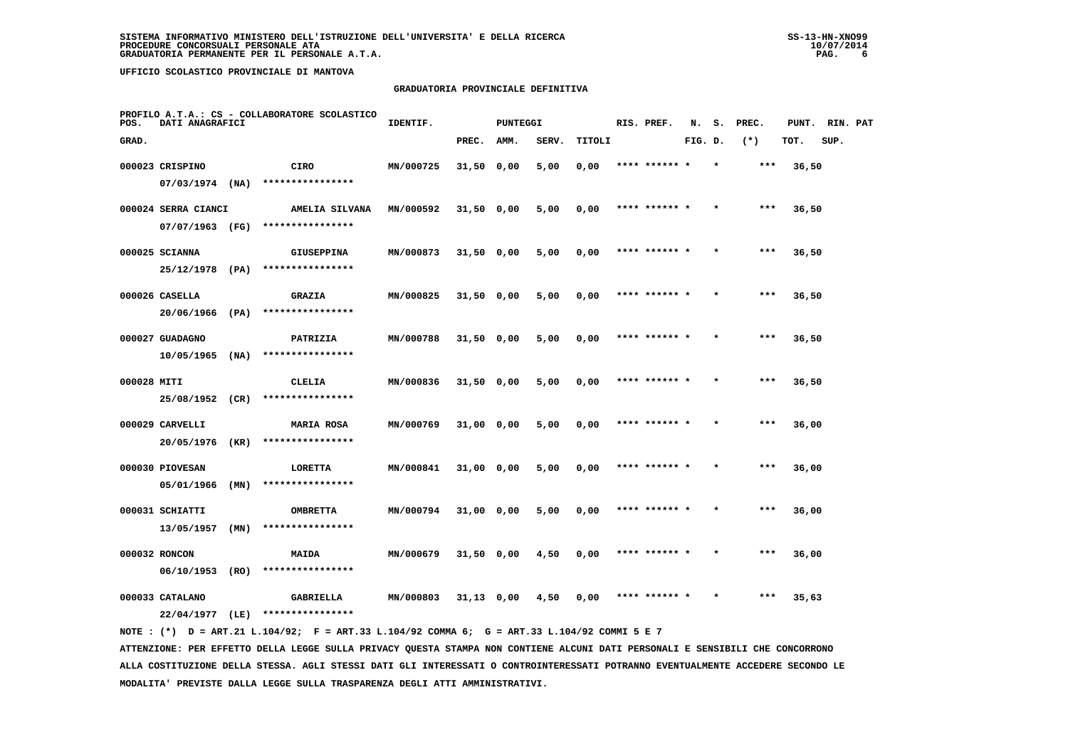SISTEMA INFORMATIVO MINISTERO DELL'ISTRUZIONE DELL'UNIVERSITA' E DELLA RICERCA
PROCEDURE CONCORSUALI PERSONALE ATA
GRADUATORIA PERMANENTE PER IL PERSONALE A.T.A.

UFFICIO SCOLASTICO PROVINCIALE DI MANTOVA

## GRADUATORIA PROVINCIALE DEFINITIVA

PROFILO A.T.A.: CS - COLLABORATORE SCOLASTICO

| POS. GRAD. | DATI ANAGRAFICI | | IDENTIF. | PUNTEGGI PREC. | AMM. | SERV. | TITOLI | RIS. PREF. | N. FIG. | S. D. | PREC. (*) | PUNT. TOT. | RIN. SUP. | PAT |
|---|---|---|---|---|---|---|---|---|---|---|---|---|---|---|
| 000023 | CRISPINO 07/03/1974 (NA) | CIRO **************** | MN/000725 | 31,50 | 0,00 | 5,00 | 0,00 | **** ****** * | | * | *** | 36,50 | | |
| 000024 | SERRA CIANCI 07/07/1963 (FG) | AMELIA SILVANA **************** | MN/000592 | 31,50 | 0,00 | 5,00 | 0,00 | **** ****** * | | * | *** | 36,50 | | |
| 000025 | SCIANNA 25/12/1978 (PA) | GIUSEPPINA **************** | MN/000873 | 31,50 | 0,00 | 5,00 | 0,00 | **** ****** * | | * | *** | 36,50 | | |
| 000026 | CASELLA 20/06/1966 (PA) | GRAZIA **************** | MN/000825 | 31,50 | 0,00 | 5,00 | 0,00 | **** ****** * | | * | *** | 36,50 | | |
| 000027 | GUADAGNO 10/05/1965 (NA) | PATRIZIA **************** | MN/000788 | 31,50 | 0,00 | 5,00 | 0,00 | **** ****** * | | * | *** | 36,50 | | |
| 000028 | MITI 25/08/1952 (CR) | CLELIA **************** | MN/000836 | 31,50 | 0,00 | 5,00 | 0,00 | **** ****** * | | * | *** | 36,50 | | |
| 000029 | CARVELLI 20/05/1976 (KR) | MARIA ROSA **************** | MN/000769 | 31,00 | 0,00 | 5,00 | 0,00 | **** ****** * | | * | *** | 36,00 | | |
| 000030 | PIOVESAN 05/01/1966 (MN) | LORETTA **************** | MN/000841 | 31,00 | 0,00 | 5,00 | 0,00 | **** ****** * | | * | *** | 36,00 | | |
| 000031 | SCHIATTI 13/05/1957 (MN) | OMBRETTA **************** | MN/000794 | 31,00 | 0,00 | 5,00 | 0,00 | **** ****** * | | * | *** | 36,00 | | |
| 000032 | RONCON 06/10/1953 (RO) | MAIDA **************** | MN/000679 | 31,50 | 0,00 | 4,50 | 0,00 | **** ****** * | | * | *** | 36,00 | | |
| 000033 | CATALANO 22/04/1977 (LE) | GABRIELLA **************** | MN/000803 | 31,13 | 0,00 | 4,50 | 0,00 | **** ****** * | | * | *** | 35,63 | | |

NOTE : (*) D = ART.21 L.104/92; F = ART.33 L.104/92 COMMA 6; G = ART.33 L.104/92 COMMI 5 E 7

ATTENZIONE: PER EFFETTO DELLA LEGGE SULLA PRIVACY QUESTA STAMPA NON CONTIENE ALCUNI DATI PERSONALI E SENSIBILI CHE CONCORRONO ALLA COSTITUZIONE DELLA STESSA. AGLI STESSI DATI GLI INTERESSATI O CONTROINTERESSATI POTRANNO EVENTUALMENTE ACCEDERE SECONDO LE MODALITA' PREVISTE DALLA LEGGE SULLA TRASPARENZA DEGLI ATTI AMMINISTRATIVI.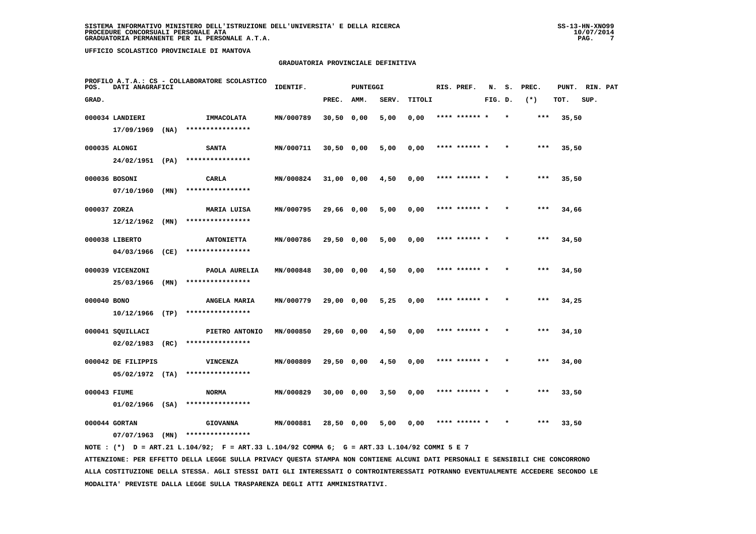SISTEMA INFORMATIVO MINISTERO DELL'ISTRUZIONE DELL'UNIVERSITA' E DELLA RICERCA
PROCEDURE CONCORSUALI PERSONALE ATA
GRADUATORIA PERMANENTE PER IL PERSONALE A.T.A.

UFFICIO SCOLASTICO PROVINCIALE DI MANTOVA

## GRADUATORIA PROVINCIALE DEFINITIVA

PROFILO A.T.A.: CS - COLLABORATORE SCOLASTICO

| POS. GRAD. | DATI ANAGRAFICI | | IDENTIF. | PUNTEGGI PREC. | AMM. | SERV. | TITOLI | RIS. PREF. | N. FIG. | S. D. | PREC. (*) | PUNT. TOT. | RIN. PAT SUP. |
|---|---|---|---|---|---|---|---|---|---|---|---|---|---|
| 000034 | LANDIERI 17/09/1969 (NA) | IMMACOLATA **************** | MN/000789 | 30,50 | 0,00 | 5,00 | 0,00 | **** ****** | * | * | *** | 35,50 | |
| 000035 | ALONGI 24/02/1951 (PA) | SANTA **************** | MN/000711 | 30,50 | 0,00 | 5,00 | 0,00 | **** ****** | * | * | *** | 35,50 | |
| 000036 | BOSONI 07/10/1960 (MN) | CARLA **************** | MN/000824 | 31,00 | 0,00 | 4,50 | 0,00 | **** ****** | * | * | *** | 35,50 | |
| 000037 | ZORZA 12/12/1962 (MN) | MARIA LUISA **************** | MN/000795 | 29,66 | 0,00 | 5,00 | 0,00 | **** ****** | * | * | *** | 34,66 | |
| 000038 | LIBERTO 04/03/1966 (CE) | ANTONIETTA **************** | MN/000786 | 29,50 | 0,00 | 5,00 | 0,00 | **** ****** | * | * | *** | 34,50 | |
| 000039 | VICENZONI 25/03/1966 (MN) | PAOLA AURELIA **************** | MN/000848 | 30,00 | 0,00 | 4,50 | 0,00 | **** ****** | * | * | *** | 34,50 | |
| 000040 | BONO 10/12/1966 (TP) | ANGELA MARIA **************** | MN/000779 | 29,00 | 0,00 | 5,25 | 0,00 | **** ****** | * | * | *** | 34,25 | |
| 000041 | SQUILLACI 02/02/1983 (RC) | PIETRO ANTONIO **************** | MN/000850 | 29,60 | 0,00 | 4,50 | 0,00 | **** ****** | * | * | *** | 34,10 | |
| 000042 | DE FILIPPIS 05/02/1972 (TA) | VINCENZA **************** | MN/000809 | 29,50 | 0,00 | 4,50 | 0,00 | **** ****** | * | * | *** | 34,00 | |
| 000043 | FIUME 01/02/1966 (SA) | NORMA **************** | MN/000829 | 30,00 | 0,00 | 3,50 | 0,00 | **** ****** | * | * | *** | 33,50 | |
| 000044 | GORTAN 07/07/1963 (MN) | GIOVANNA **************** | MN/000881 | 28,50 | 0,00 | 5,00 | 0,00 | **** ****** | * | * | *** | 33,50 | |

NOTE : (*) D = ART.21 L.104/92; F = ART.33 L.104/92 COMMA 6; G = ART.33 L.104/92 COMMI 5 E 7

ATTENZIONE: PER EFFETTO DELLA LEGGE SULLA PRIVACY QUESTA STAMPA NON CONTIENE ALCUNI DATI PERSONALI E SENSIBILI CHE CONCORRONO ALLA COSTITUZIONE DELLA STESSA. AGLI STESSI DATI GLI INTERESSATI O CONTROINTERESSATI POTRANNO EVENTUALMENTE ACCEDERE SECONDO LE MODALITA' PREVISTE DALLA LEGGE SULLA TRASPARENZA DEGLI ATTI AMMINISTRATIVI.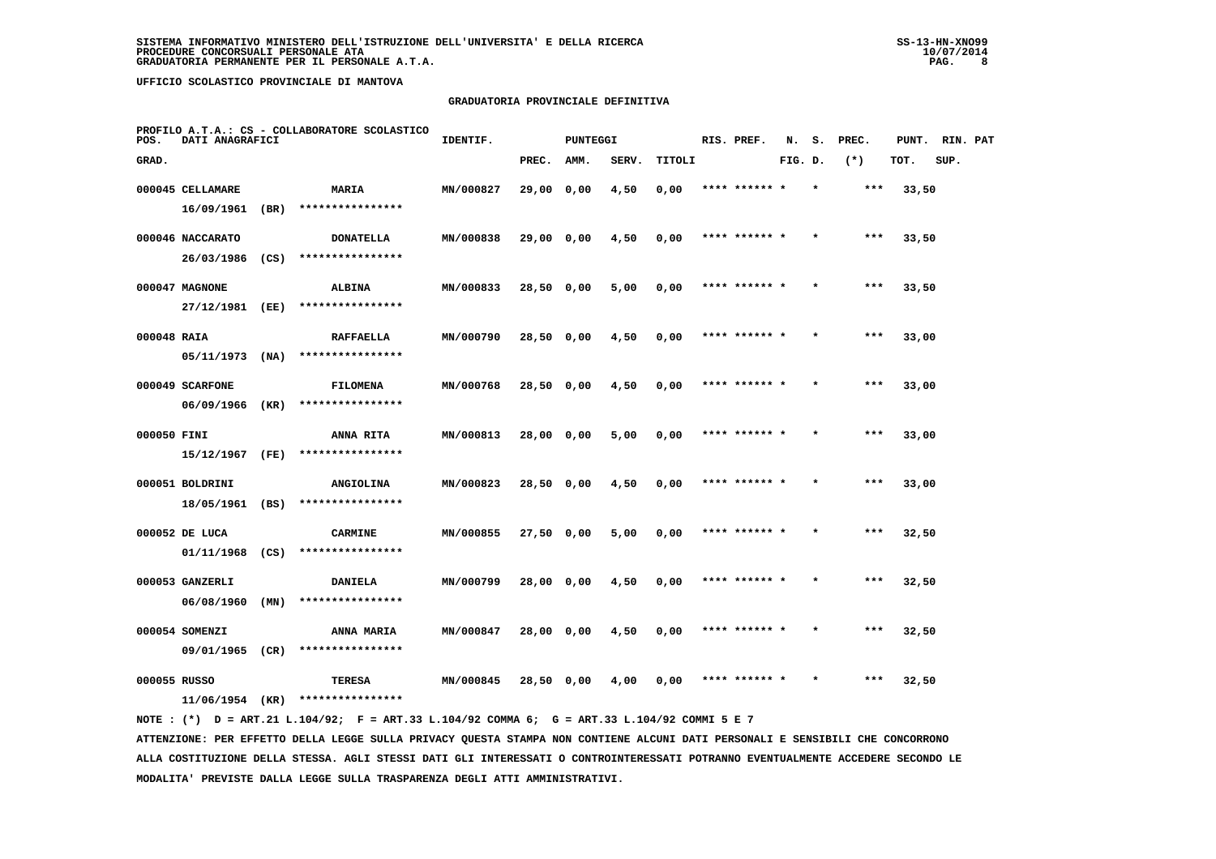SISTEMA INFORMATIVO MINISTERO DELL'ISTRUZIONE DELL'UNIVERSITA' E DELLA RICERCA
PROCEDURE CONCORSUALI PERSONALE ATA
GRADUATORIA PERMANENTE PER IL PERSONALE A.T.A.

UFFICIO SCOLASTICO PROVINCIALE DI MANTOVA

GRADUATORIA PROVINCIALE DEFINITIVA

PROFILO A.T.A.: CS - COLLABORATORE SCOLASTICO

| POS. GRAD. | DATI ANAGRAFICI | | IDENTIF. | PUNTEGGI PREC. | AMM. | SERV. | TITOLI | RIS. PREF. | N. FIG. | S. D. | PREC. (*) | PUNT. TOT. | RIN. SUP. | PAT |
|---|---|---|---|---|---|---|---|---|---|---|---|---|---|---|
| 000045 | CELLAMARE 16/09/1961 (BR) | MARIA **************** | MN/000827 | 29,00 | 0,00 | 4,50 | 0,00 | **** ****** | * | * | *** | 33,50 | | |
| 000046 | NACCARATO 26/03/1986 (CS) | DONATELLA **************** | MN/000838 | 29,00 | 0,00 | 4,50 | 0,00 | **** ****** | * | * | *** | 33,50 | | |
| 000047 | MAGNONE 27/12/1981 (EE) | ALBINA **************** | MN/000833 | 28,50 | 0,00 | 5,00 | 0,00 | **** ****** | * | * | *** | 33,50 | | |
| 000048 | RAIA 05/11/1973 (NA) | RAFFAELLA **************** | MN/000790 | 28,50 | 0,00 | 4,50 | 0,00 | **** ****** | * | * | *** | 33,00 | | |
| 000049 | SCARFONE 06/09/1966 (KR) | FILOMENA **************** | MN/000768 | 28,50 | 0,00 | 4,50 | 0,00 | **** ****** | * | * | *** | 33,00 | | |
| 000050 | FINI 15/12/1967 (FE) | ANNA RITA **************** | MN/000813 | 28,00 | 0,00 | 5,00 | 0,00 | **** ****** | * | * | *** | 33,00 | | |
| 000051 | BOLDRINI 18/05/1961 (BS) | ANGIOLINA **************** | MN/000823 | 28,50 | 0,00 | 4,50 | 0,00 | **** ****** | * | * | *** | 33,00 | | |
| 000052 | DE LUCA 01/11/1968 (CS) | CARMINE **************** | MN/000855 | 27,50 | 0,00 | 5,00 | 0,00 | **** ****** | * | * | *** | 32,50 | | |
| 000053 | GANZERLI 06/08/1960 (MN) | DANIELA **************** | MN/000799 | 28,00 | 0,00 | 4,50 | 0,00 | **** ****** | * | * | *** | 32,50 | | |
| 000054 | SOMENZI 09/01/1965 (CR) | ANNA MARIA **************** | MN/000847 | 28,00 | 0,00 | 4,50 | 0,00 | **** ****** | * | * | *** | 32,50 | | |
| 000055 | RUSSO 11/06/1954 (KR) | TERESA **************** | MN/000845 | 28,50 | 0,00 | 4,00 | 0,00 | **** ****** | * | * | *** | 32,50 | | |

NOTE : (*) D = ART.21 L.104/92; F = ART.33 L.104/92 COMMA 6; G = ART.33 L.104/92 COMMI 5 E 7

ATTENZIONE: PER EFFETTO DELLA LEGGE SULLA PRIVACY QUESTA STAMPA NON CONTIENE ALCUNI DATI PERSONALI E SENSIBILI CHE CONCORRONO ALLA COSTITUZIONE DELLA STESSA. AGLI STESSI DATI GLI INTERESSATI O CONTROINTERESSATI POTRANNO EVENTUALMENTE ACCEDERE SECONDO LE MODALITA' PREVISTE DALLA LEGGE SULLA TRASPARENZA DEGLI ATTI AMMINISTRATIVI.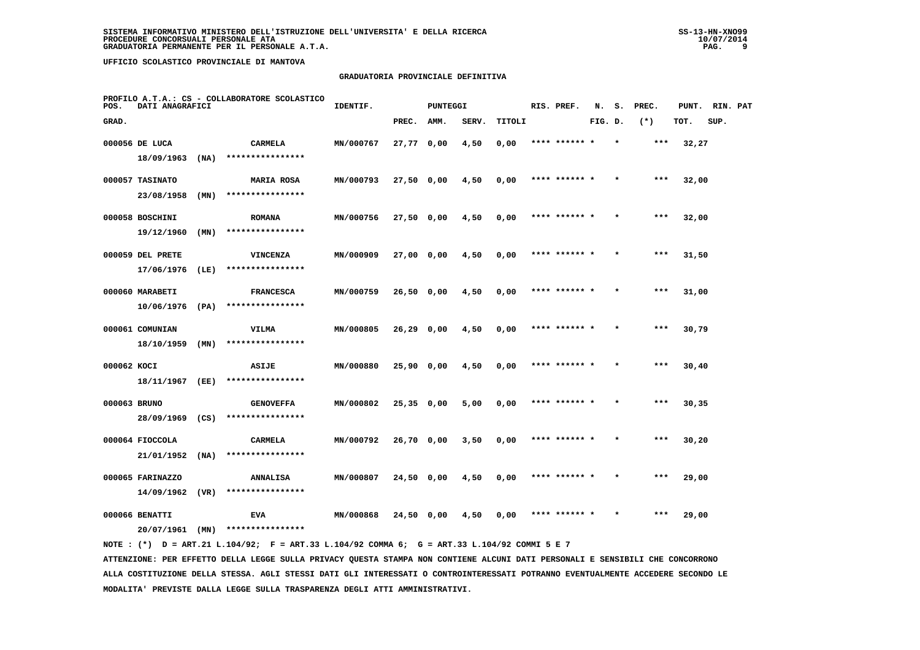SISTEMA INFORMATIVO MINISTERO DELL'ISTRUZIONE DELL'UNIVERSITA' E DELLA RICERCA
PROCEDURE CONCORSUALI PERSONALE ATA
GRADUATORIA PERMANENTE PER IL PERSONALE A.T.A.

UFFICIO SCOLASTICO PROVINCIALE DI MANTOVA

## GRADUATORIA PROVINCIALE DEFINITIVA

PROFILO A.T.A.: CS - COLLABORATORE SCOLASTICO

| POS. GRAD. | DATI ANAGRAFICI | | IDENTIF. | PUNTEGGI PREC. | AMM. | SERV. | TITOLI | RIS. PREF. | N. FIG. | S. D. | PREC. (*) | PUNT. TOT. | RIN. SUP. | PAT |
|---|---|---|---|---|---|---|---|---|---|---|---|---|---|---|
| 000056 | DE LUCA 18/09/1963 (NA) | CARMELA **************** | MN/000767 | 27,77 | 0,00 | 4,50 | 0,00 | **** ****** * | | * | *** | 32,27 | | |
| 000057 | TASINATO 23/08/1958 (MN) | MARIA ROSA **************** | MN/000793 | 27,50 | 0,00 | 4,50 | 0,00 | **** ****** * | | * | *** | 32,00 | | |
| 000058 | BOSCHINI 19/12/1960 (MN) | ROMANA **************** | MN/000756 | 27,50 | 0,00 | 4,50 | 0,00 | **** ****** * | | * | *** | 32,00 | | |
| 000059 | DEL PRETE 17/06/1976 (LE) | VINCENZA **************** | MN/000909 | 27,00 | 0,00 | 4,50 | 0,00 | **** ****** * | | * | *** | 31,50 | | |
| 000060 | MARABETI 10/06/1976 (PA) | FRANCESCA **************** | MN/000759 | 26,50 | 0,00 | 4,50 | 0,00 | **** ****** * | | * | *** | 31,00 | | |
| 000061 | COMUNIAN 18/10/1959 (MN) | VILMA **************** | MN/000805 | 26,29 | 0,00 | 4,50 | 0,00 | **** ****** * | | * | *** | 30,79 | | |
| 000062 | KOCI 18/11/1967 (EE) | ASIJE **************** | MN/000880 | 25,90 | 0,00 | 4,50 | 0,00 | **** ****** * | | * | *** | 30,40 | | |
| 000063 | BRUNO 28/09/1969 (CS) | GENOVEFFA **************** | MN/000802 | 25,35 | 0,00 | 5,00 | 0,00 | **** ****** * | | * | *** | 30,35 | | |
| 000064 | FIOCCOLA 21/01/1952 (NA) | CARMELA **************** | MN/000792 | 26,70 | 0,00 | 3,50 | 0,00 | **** ****** * | | * | *** | 30,20 | | |
| 000065 | FARINAZZO 14/09/1962 (VR) | ANNALISA **************** | MN/000807 | 24,50 | 0,00 | 4,50 | 0,00 | **** ****** * | | * | *** | 29,00 | | |
| 000066 | BENATTI 20/07/1961 (MN) | EVA **************** | MN/000868 | 24,50 | 0,00 | 4,50 | 0,00 | **** ****** * | | * | *** | 29,00 | | |

NOTE : (*) D = ART.21 L.104/92; F = ART.33 L.104/92 COMMA 6; G = ART.33 L.104/92 COMMI 5 E 7

ATTENZIONE: PER EFFETTO DELLA LEGGE SULLA PRIVACY QUESTA STAMPA NON CONTIENE ALCUNI DATI PERSONALI E SENSIBILI CHE CONCORRONO ALLA COSTITUZIONE DELLA STESSA. AGLI STESSI DATI GLI INTERESSATI O CONTROINTERESSATI POTRANNO EVENTUALMENTE ACCEDERE SECONDO LE MODALITA' PREVISTE DALLA LEGGE SULLA TRASPARENZA DEGLI ATTI AMMINISTRATIVI.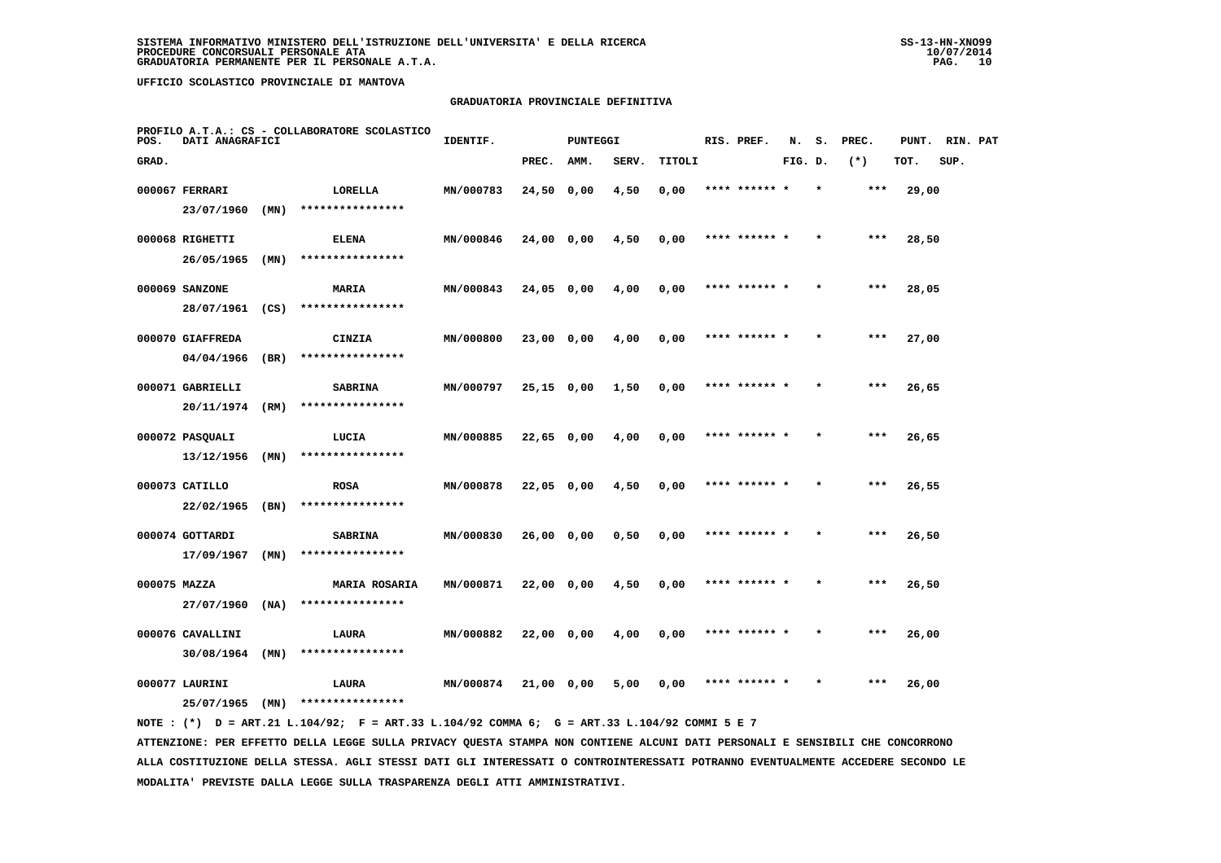SISTEMA INFORMATIVO MINISTERO DELL'ISTRUZIONE DELL'UNIVERSITA' E DELLA RICERCA
PROCEDURE CONCORSUALI PERSONALE ATA
GRADUATORIA PERMANENTE PER IL PERSONALE A.T.A.

UFFICIO SCOLASTICO PROVINCIALE DI MANTOVA

## GRADUATORIA PROVINCIALE DEFINITIVA

PROFILO A.T.A.: CS - COLLABORATORE SCOLASTICO

| POS. GRAD. | DATI ANAGRAFICI | | IDENTIF. | PUNTEGGI PREC. | AMM. | SERV. | TITOLI | RIS. PREF. | N. FIG. | S. D. | PREC. (*) | PUNT. TOT. | RIN. SUP. | PAT |
|---|---|---|---|---|---|---|---|---|---|---|---|---|---|---|
| 000067 | FERRARI 23/07/1960 (MN) | LORELLA **************** | MN/000783 | 24,50 | 0,00 | 4,50 | 0,00 | **** ****** * | | * | *** | 29,00 | | |
| 000068 | RIGHETTI 26/05/1965 (MN) | ELENA **************** | MN/000846 | 24,00 | 0,00 | 4,50 | 0,00 | **** ****** * | | * | *** | 28,50 | | |
| 000069 | SANZONE 28/07/1961 (CS) | MARIA **************** | MN/000843 | 24,05 | 0,00 | 4,00 | 0,00 | **** ****** * | | * | *** | 28,05 | | |
| 000070 | GIAFFREDA 04/04/1966 (BR) | CINZIA **************** | MN/000800 | 23,00 | 0,00 | 4,00 | 0,00 | **** ****** * | | * | *** | 27,00 | | |
| 000071 | GABRIELLI 20/11/1974 (RM) | SABRINA **************** | MN/000797 | 25,15 | 0,00 | 1,50 | 0,00 | **** ****** * | | * | *** | 26,65 | | |
| 000072 | PASQUALI 13/12/1956 (MN) | LUCIA **************** | MN/000885 | 22,65 | 0,00 | 4,00 | 0,00 | **** ****** * | | * | *** | 26,65 | | |
| 000073 | CATILLO 22/02/1965 (BN) | ROSA **************** | MN/000878 | 22,05 | 0,00 | 4,50 | 0,00 | **** ****** * | | * | *** | 26,55 | | |
| 000074 | GOTTARDI 17/09/1967 (MN) | SABRINA **************** | MN/000830 | 26,00 | 0,00 | 0,50 | 0,00 | **** ****** * | | * | *** | 26,50 | | |
| 000075 | MAZZA 27/07/1960 (NA) | MARIA ROSARIA **************** | MN/000871 | 22,00 | 0,00 | 4,50 | 0,00 | **** ****** * | | * | *** | 26,50 | | |
| 000076 | CAVALLINI 30/08/1964 (MN) | LAURA **************** | MN/000882 | 22,00 | 0,00 | 4,00 | 0,00 | **** ****** * | | * | *** | 26,00 | | |
| 000077 | LAURINI 25/07/1965 (MN) | LAURA **************** | MN/000874 | 21,00 | 0,00 | 5,00 | 0,00 | **** ****** * | | * | *** | 26,00 | | |

NOTE : (*) D = ART.21 L.104/92; F = ART.33 L.104/92 COMMA 6; G = ART.33 L.104/92 COMMI 5 E 7

ATTENZIONE: PER EFFETTO DELLA LEGGE SULLA PRIVACY QUESTA STAMPA NON CONTIENE ALCUNI DATI PERSONALI E SENSIBILI CHE CONCORRONO ALLA COSTITUZIONE DELLA STESSA. AGLI STESSI DATI GLI INTERESSATI O CONTROINTERESSATI POTRANNO EVENTUALMENTE ACCEDERE SECONDO LE MODALITA' PREVISTE DALLA LEGGE SULLA TRASPARENZA DEGLI ATTI AMMINISTRATIVI.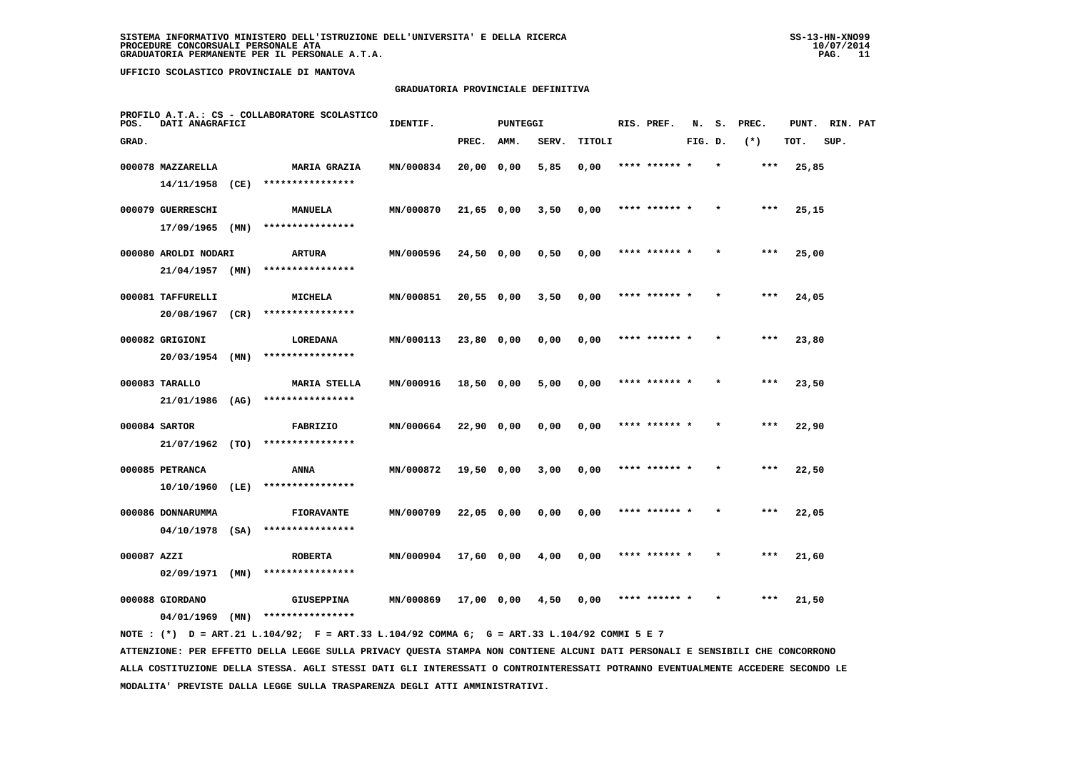SISTEMA INFORMATIVO MINISTERO DELL'ISTRUZIONE DELL'UNIVERSITA' E DELLA RICERCA
PROCEDURE CONCORSUALI PERSONALE ATA
GRADUATORIA PERMANENTE PER IL PERSONALE A.T.A.

UFFICIO SCOLASTICO PROVINCIALE DI MANTOVA

## GRADUATORIA PROVINCIALE DEFINITIVA

PROFILO A.T.A.: CS - COLLABORATORE SCOLASTICO

| POS. GRAD. | DATI ANAGRAFICI | | IDENTIF. | PUNTEGGI PREC. | AMM. | SERV. | TITOLI | RIS. PREF. | N. FIG. | S. D. | PREC. (*) | PUNT. TOT. | RIN. SUP. | PAT |
|---|---|---|---|---|---|---|---|---|---|---|---|---|---|---|
| 000078 | MAZZARELLA 14/11/1958 (CE) | MARIA GRAZIA **************** | MN/000834 | 20,00 | 0,00 | 5,85 | 0,00 | **** ****** * | | * | *** | 25,85 | | |
| 000079 | GUERRESCHI 17/09/1965 (MN) | MANUELA **************** | MN/000870 | 21,65 | 0,00 | 3,50 | 0,00 | **** ****** * | | * | *** | 25,15 | | |
| 000080 | AROLDI NODARI 21/04/1957 (MN) | ARTURA **************** | MN/000596 | 24,50 | 0,00 | 0,50 | 0,00 | **** ****** * | | * | *** | 25,00 | | |
| 000081 | TAFFURELLI 20/08/1967 (CR) | MICHELA **************** | MN/000851 | 20,55 | 0,00 | 3,50 | 0,00 | **** ****** * | | * | *** | 24,05 | | |
| 000082 | GRIGIONI 20/03/1954 (MN) | LOREDANA **************** | MN/000113 | 23,80 | 0,00 | 0,00 | 0,00 | **** ****** * | | * | *** | 23,80 | | |
| 000083 | TARALLO 21/01/1986 (AG) | MARIA STELLA **************** | MN/000916 | 18,50 | 0,00 | 5,00 | 0,00 | **** ****** * | | * | *** | 23,50 | | |
| 000084 | SARTOR 21/07/1962 (TO) | FABRIZIO **************** | MN/000664 | 22,90 | 0,00 | 0,00 | 0,00 | **** ****** * | | * | *** | 22,90 | | |
| 000085 | PETRANCA 10/10/1960 (LE) | ANNA **************** | MN/000872 | 19,50 | 0,00 | 3,00 | 0,00 | **** ****** * | | * | *** | 22,50 | | |
| 000086 | DONNARUMMA 04/10/1978 (SA) | FIORAVANTE **************** | MN/000709 | 22,05 | 0,00 | 0,00 | 0,00 | **** ****** * | | * | *** | 22,05 | | |
| 000087 | AZZI 02/09/1971 (MN) | ROBERTA **************** | MN/000904 | 17,60 | 0,00 | 4,00 | 0,00 | **** ****** * | | * | *** | 21,60 | | |
| 000088 | GIORDANO 04/01/1969 (MN) | GIUSEPPINA **************** | MN/000869 | 17,00 | 0,00 | 4,50 | 0,00 | **** ****** * | | * | *** | 21,50 | | |

NOTE : (*) D = ART.21 L.104/92; F = ART.33 L.104/92 COMMA 6; G = ART.33 L.104/92 COMMI 5 E 7

ATTENZIONE: PER EFFETTO DELLA LEGGE SULLA PRIVACY QUESTA STAMPA NON CONTIENE ALCUNI DATI PERSONALI E SENSIBILI CHE CONCORRONO ALLA COSTITUZIONE DELLA STESSA. AGLI STESSI DATI GLI INTERESSATI O CONTROINTERESSATI POTRANNO EVENTUALMENTE ACCEDERE SECONDO LE MODALITA' PREVISTE DALLA LEGGE SULLA TRASPARENZA DEGLI ATTI AMMINISTRATIVI.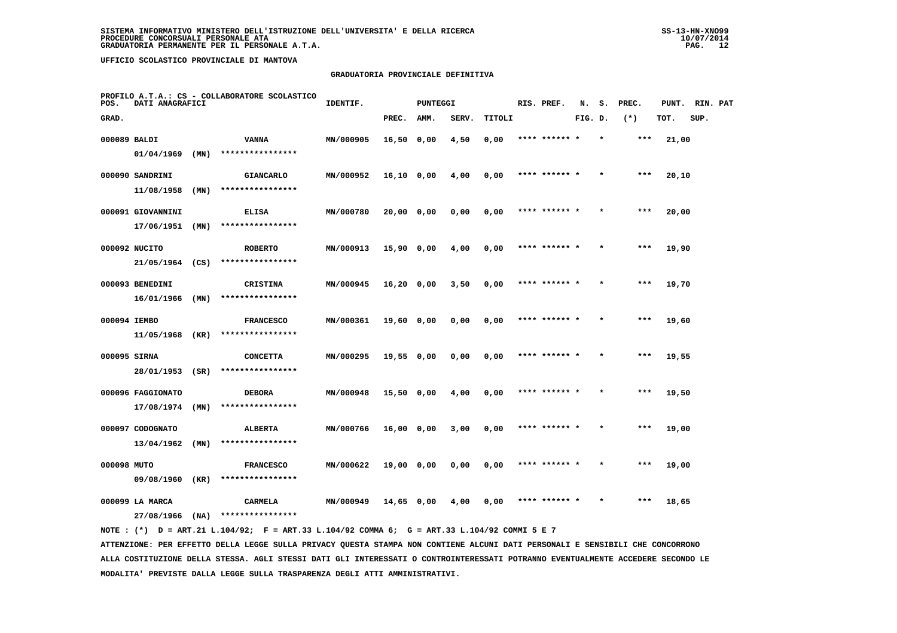**SISTEMA INFORMATIVO MINISTERO DELL'ISTRUZIONE DELL'UNIVERSITA' E DELLA RICERCA**
**PROCEDURE CONCORSUALI PERSONALE ATA**
**GRADUATORIA PERMANENTE PER IL PERSONALE A.T.A.**

**UFFICIO SCOLASTICO PROVINCIALE DI MANTOVA**

**GRADUATORIA PROVINCIALE DEFINITIVA**

PROFILO A.T.A.: CS - COLLABORATORE SCOLASTICO

| POS. GRAD. | DATI ANAGRAFICI | | IDENTIF. | PUNTEGGI PREC. | AMM. | SERV. | TITOLI | RIS. PREF. | N. FIG. | S. D. | PREC. (*) | PUNT. TOT. | RIN. PAT SUP. |
|---|---|---|---|---|---|---|---|---|---|---|---|---|---|
| 000089 | BALDI 01/04/1969 (MN) **************** | VANNA | MN/000905 | 16,50 | 0,00 | 4,50 | 0,00 | **** ****** * | | * | *** | 21,00 | |
| 000090 | SANDRINI 11/08/1958 (MN) **************** | GIANCARLO | MN/000952 | 16,10 | 0,00 | 4,00 | 0,00 | **** ****** * | | * | *** | 20,10 | |
| 000091 | GIOVANNINI 17/06/1951 (MN) **************** | ELISA | MN/000780 | 20,00 | 0,00 | 0,00 | 0,00 | **** ****** * | | * | *** | 20,00 | |
| 000092 | NUCITO 21/05/1964 (CS) **************** | ROBERTO | MN/000913 | 15,90 | 0,00 | 4,00 | 0,00 | **** ****** * | | * | *** | 19,90 | |
| 000093 | BENEDINI 16/01/1966 (MN) **************** | CRISTINA | MN/000945 | 16,20 | 0,00 | 3,50 | 0,00 | **** ****** * | | * | *** | 19,70 | |
| 000094 | IEMBO 11/05/1968 (KR) **************** | FRANCESCO | MN/000361 | 19,60 | 0,00 | 0,00 | 0,00 | **** ****** * | | * | *** | 19,60 | |
| 000095 | SIRNA 28/01/1953 (SR) **************** | CONCETTA | MN/000295 | 19,55 | 0,00 | 0,00 | 0,00 | **** ****** * | | * | *** | 19,55 | |
| 000096 | FAGGIONATO 17/08/1974 (MN) **************** | DEBORA | MN/000948 | 15,50 | 0,00 | 4,00 | 0,00 | **** ****** * | | * | *** | 19,50 | |
| 000097 | CODOGNATO 13/04/1962 (MN) **************** | ALBERTA | MN/000766 | 16,00 | 0,00 | 3,00 | 0,00 | **** ****** * | | * | *** | 19,00 | |
| 000098 | MUTO 09/08/1960 (KR) **************** | FRANCESCO | MN/000622 | 19,00 | 0,00 | 0,00 | 0,00 | **** ****** * | | * | *** | 19,00 | |
| 000099 | LA MARCA 27/08/1966 (NA) **************** | CARMELA | MN/000949 | 14,65 | 0,00 | 4,00 | 0,00 | **** ****** * | | * | *** | 18,65 | |

NOTE : (*) D = ART.21 L.104/92; F = ART.33 L.104/92 COMMA 6; G = ART.33 L.104/92 COMMI 5 E 7

ATTENZIONE: PER EFFETTO DELLA LEGGE SULLA PRIVACY QUESTA STAMPA NON CONTIENE ALCUNI DATI PERSONALI E SENSIBILI CHE CONCORRONO ALLA COSTITUZIONE DELLA STESSA. AGLI STESSI DATI GLI INTERESSATI O CONTROINTERESSATI POTRANNO EVENTUALMENTE ACCEDERE SECONDO LE MODALITA' PREVISTE DALLA LEGGE SULLA TRASPARENZA DEGLI ATTI AMMINISTRATIVI.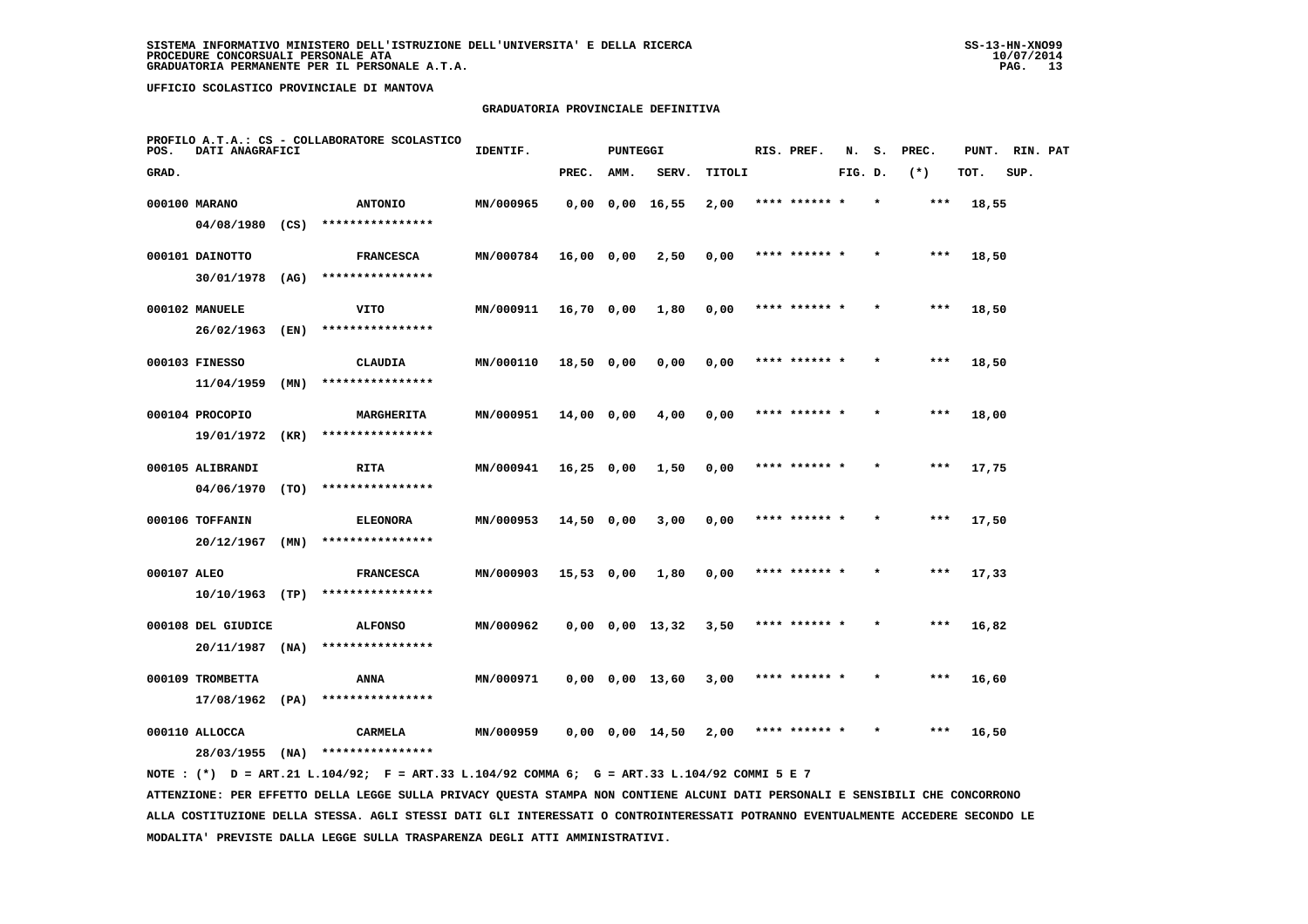SISTEMA INFORMATIVO MINISTERO DELL'ISTRUZIONE DELL'UNIVERSITA' E DELLA RICERCA
PROCEDURE CONCORSUALI PERSONALE ATA
GRADUATORIA PERMANENTE PER IL PERSONALE A.T.A.

UFFICIO SCOLASTICO PROVINCIALE DI MANTOVA

## GRADUATORIA PROVINCIALE DEFINITIVA

PROFILO A.T.A.: CS - COLLABORATORE SCOLASTICO

| POS. GRAD. | DATI ANAGRAFICI | | IDENTIF. | PUNTEGGI PREC. | AMM. | SERV. | TITOLI | RIS. PREF. | N. FIG. | S. D. | PREC. (*) | PUNT. TOT. | RIN. SUP. | PAT |
|---|---|---|---|---|---|---|---|---|---|---|---|---|---|---|
| 000100 | MARANO 04/08/1980 (CS) | ANTONIO **************** | MN/000965 | 0,00 | 0,00 | 16,55 | 2,00 | **** ****** * | | * | *** | 18,55 | | |
| 000101 | DAINOTTO 30/01/1978 (AG) | FRANCESCA **************** | MN/000784 | 16,00 | 0,00 | 2,50 | 0,00 | **** ****** * | | * | *** | 18,50 | | |
| 000102 | MANUELE 26/02/1963 (EN) | VITO **************** | MN/000911 | 16,70 | 0,00 | 1,80 | 0,00 | **** ****** * | | * | *** | 18,50 | | |
| 000103 | FINESSO 11/04/1959 (MN) | CLAUDIA **************** | MN/000110 | 18,50 | 0,00 | 0,00 | 0,00 | **** ****** * | | * | *** | 18,50 | | |
| 000104 | PROCOPIO 19/01/1972 (KR) | MARGHERITA **************** | MN/000951 | 14,00 | 0,00 | 4,00 | 0,00 | **** ****** * | | * | *** | 18,00 | | |
| 000105 | ALIBRANDI 04/06/1970 (TO) | RITA **************** | MN/000941 | 16,25 | 0,00 | 1,50 | 0,00 | **** ****** * | | * | *** | 17,75 | | |
| 000106 | TOFFANIN 20/12/1967 (MN) | ELEONORA **************** | MN/000953 | 14,50 | 0,00 | 3,00 | 0,00 | **** ****** * | | * | *** | 17,50 | | |
| 000107 | ALEO 10/10/1963 (TP) | FRANCESCA **************** | MN/000903 | 15,53 | 0,00 | 1,80 | 0,00 | **** ****** * | | * | *** | 17,33 | | |
| 000108 | DEL GIUDICE 20/11/1987 (NA) | ALFONSO **************** | MN/000962 | 0,00 | 0,00 | 13,32 | 3,50 | **** ****** * | | * | *** | 16,82 | | |
| 000109 | TROMBETTA 17/08/1962 (PA) | ANNA **************** | MN/000971 | 0,00 | 0,00 | 13,60 | 3,00 | **** ****** * | | * | *** | 16,60 | | |
| 000110 | ALLOCCA 28/03/1955 (NA) | CARMELA **************** | MN/000959 | 0,00 | 0,00 | 14,50 | 2,00 | **** ****** * | | * | *** | 16,50 | | |

NOTE : (*) D = ART.21 L.104/92; F = ART.33 L.104/92 COMMA 6; G = ART.33 L.104/92 COMMI 5 E 7

ATTENZIONE: PER EFFETTO DELLA LEGGE SULLA PRIVACY QUESTA STAMPA NON CONTIENE ALCUNI DATI PERSONALI E SENSIBILI CHE CONCORRONO ALLA COSTITUZIONE DELLA STESSA. AGLI STESSI DATI GLI INTERESSATI O CONTROINTERESSATI POTRANNO EVENTUALMENTE ACCEDERE SECONDO LE MODALITA' PREVISTE DALLA LEGGE SULLA TRASPARENZA DEGLI ATTI AMMINISTRATIVI.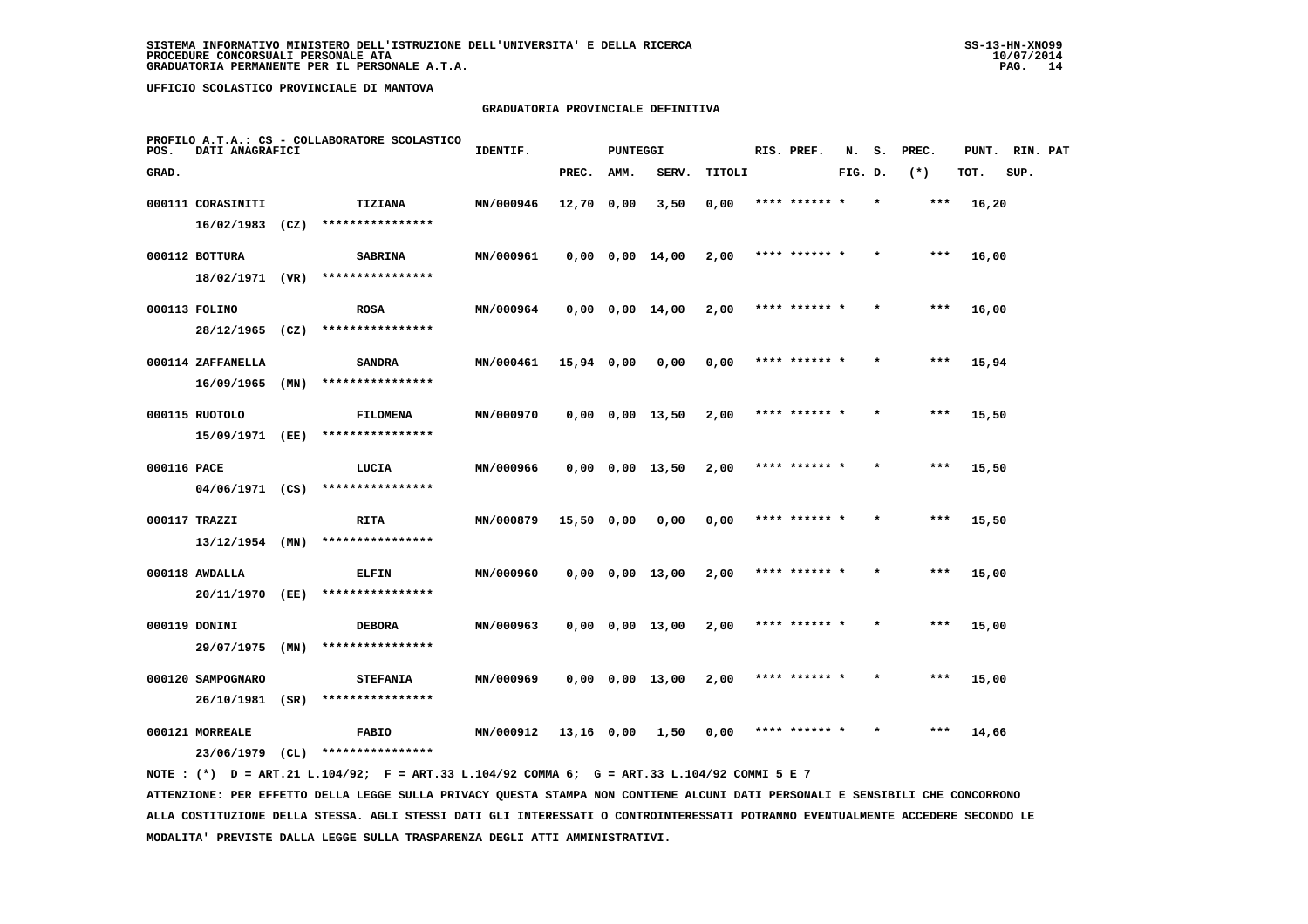SISTEMA INFORMATIVO MINISTERO DELL'ISTRUZIONE DELL'UNIVERSITA' E DELLA RICERCA
PROCEDURE CONCORSUALI PERSONALE ATA
GRADUATORIA PERMANENTE PER IL PERSONALE A.T.A.

UFFICIO SCOLASTICO PROVINCIALE DI MANTOVA

## GRADUATORIA PROVINCIALE DEFINITIVA

PROFILO A.T.A.: CS - COLLABORATORE SCOLASTICO

| POS. GRAD. | DATI ANAGRAFICI | | IDENTIF. | PUNTEGGI PREC. | AMM. | SERV. | TITOLI | RIS. PREF. | N. FIG. | S. D. | PREC. (*) | PUNT. TOT. | RIN. SUP. | PAT |
|---|---|---|---|---|---|---|---|---|---|---|---|---|---|---|
| 000111 | CORASINITI 16/02/1983 (CZ) | TIZIANA **************** | MN/000946 | 12,70 | 0,00 | 3,50 | 0,00 | **** ****** | * | * | *** | 16,20 | | |
| 000112 | BOTTURA 18/02/1971 (VR) | SABRINA **************** | MN/000961 | 0,00 | 0,00 | 14,00 | 2,00 | **** ****** | * | * | *** | 16,00 | | |
| 000113 | FOLINO 28/12/1965 (CZ) | ROSA **************** | MN/000964 | 0,00 | 0,00 | 14,00 | 2,00 | **** ****** | * | * | *** | 16,00 | | |
| 000114 | ZAFFANELLA 16/09/1965 (MN) | SANDRA **************** | MN/000461 | 15,94 | 0,00 | 0,00 | 0,00 | **** ****** | * | * | *** | 15,94 | | |
| 000115 | RUOTOLO 15/09/1971 (EE) | FILOMENA **************** | MN/000970 | 0,00 | 0,00 | 13,50 | 2,00 | **** ****** | * | * | *** | 15,50 | | |
| 000116 | PACE 04/06/1971 (CS) | LUCIA **************** | MN/000966 | 0,00 | 0,00 | 13,50 | 2,00 | **** ****** | * | * | *** | 15,50 | | |
| 000117 | TRAZZI 13/12/1954 (MN) | RITA **************** | MN/000879 | 15,50 | 0,00 | 0,00 | 0,00 | **** ****** | * | * | *** | 15,50 | | |
| 000118 | AWDALLA 20/11/1970 (EE) | ELFIN **************** | MN/000960 | 0,00 | 0,00 | 13,00 | 2,00 | **** ****** | * | * | *** | 15,00 | | |
| 000119 | DONINI 29/07/1975 (MN) | DEBORA **************** | MN/000963 | 0,00 | 0,00 | 13,00 | 2,00 | **** ****** | * | * | *** | 15,00 | | |
| 000120 | SAMPOGNARO 26/10/1981 (SR) | STEFANIA **************** | MN/000969 | 0,00 | 0,00 | 13,00 | 2,00 | **** ****** | * | * | *** | 15,00 | | |
| 000121 | MORREALE 23/06/1979 (CL) | FABIO **************** | MN/000912 | 13,16 | 0,00 | 1,50 | 0,00 | **** ****** | * | * | *** | 14,66 | | |

NOTE : (*) D = ART.21 L.104/92; F = ART.33 L.104/92 COMMA 6; G = ART.33 L.104/92 COMMI 5 E 7

ATTENZIONE: PER EFFETTO DELLA LEGGE SULLA PRIVACY QUESTA STAMPA NON CONTIENE ALCUNI DATI PERSONALI E SENSIBILI CHE CONCORRONO ALLA COSTITUZIONE DELLA STESSA. AGLI STESSI DATI GLI INTERESSATI O CONTROINTERESSATI POTRANNO EVENTUALMENTE ACCEDERE SECONDO LE MODALITA' PREVISTE DALLA LEGGE SULLA TRASPARENZA DEGLI ATTI AMMINISTRATIVI.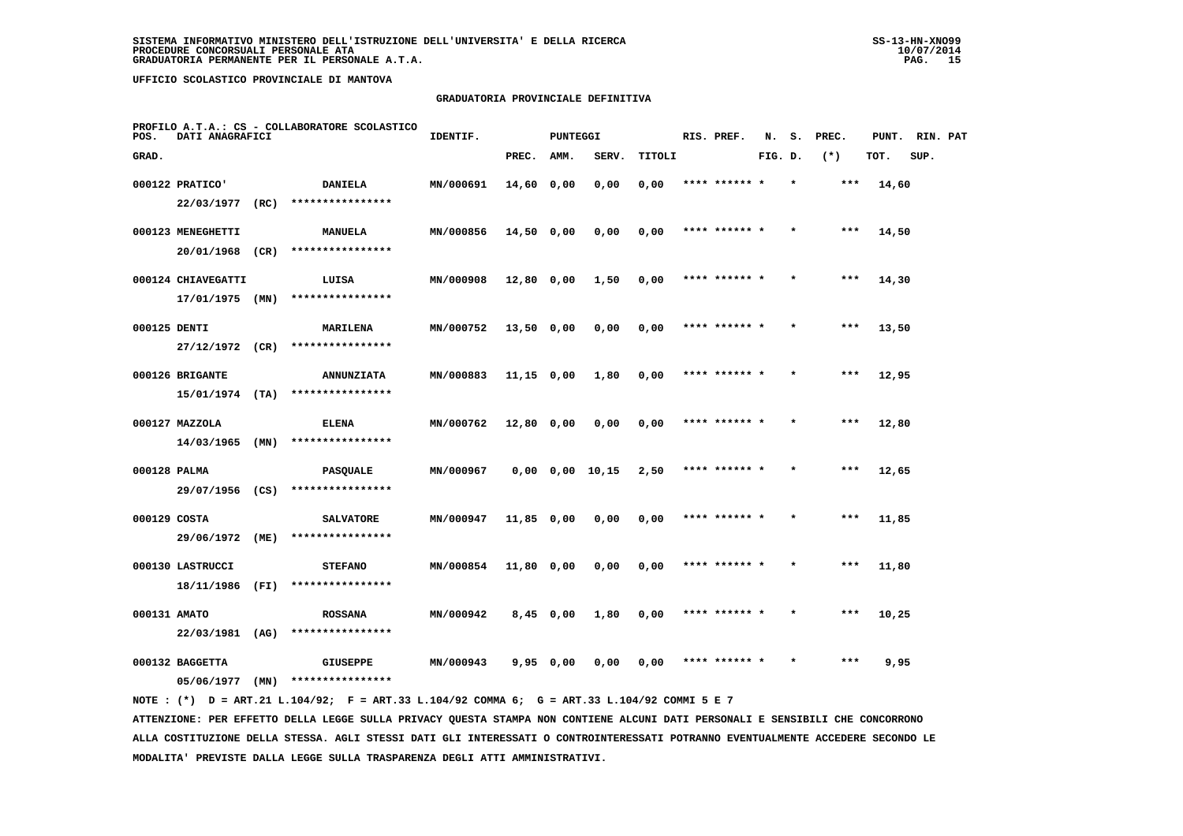SISTEMA INFORMATIVO MINISTERO DELL'ISTRUZIONE DELL'UNIVERSITA' E DELLA RICERCA
PROCEDURE CONCORSUALI PERSONALE ATA
GRADUATORIA PERMANENTE PER IL PERSONALE A.T.A.

UFFICIO SCOLASTICO PROVINCIALE DI MANTOVA

GRADUATORIA PROVINCIALE DEFINITIVA

PROFILO A.T.A.: CS - COLLABORATORE SCOLASTICO

| POS. GRAD. | DATI ANAGRAFICI | | IDENTIF. | PUNTEGGI PREC. | AMM. | SERV. | TITOLI | RIS. PREF. | N. FIG. | S. D. | PREC. (*) | PUNT. TOT. | RIN. SUP. | PAT |
|---|---|---|---|---|---|---|---|---|---|---|---|---|---|---|
| 000122 | PRATICO' 22/03/1977 (RC) | DANIELA **************** | MN/000691 | 14,60 | 0,00 | 0,00 | 0,00 | **** ****** | * | * | *** | 14,60 | | |
| 000123 | MENEGHETTI 20/01/1968 (CR) | MANUELA **************** | MN/000856 | 14,50 | 0,00 | 0,00 | 0,00 | **** ****** | * | * | *** | 14,50 | | |
| 000124 | CHIAVEGATTI 17/01/1975 (MN) | LUISA **************** | MN/000908 | 12,80 | 0,00 | 1,50 | 0,00 | **** ****** | * | * | *** | 14,30 | | |
| 000125 | DENTI 27/12/1972 (CR) | MARILENA **************** | MN/000752 | 13,50 | 0,00 | 0,00 | 0,00 | **** ****** | * | * | *** | 13,50 | | |
| 000126 | BRIGANTE 15/01/1974 (TA) | ANNUNZIATA **************** | MN/000883 | 11,15 | 0,00 | 1,80 | 0,00 | **** ****** | * | * | *** | 12,95 | | |
| 000127 | MAZZOLA 14/03/1965 (MN) | ELENA **************** | MN/000762 | 12,80 | 0,00 | 0,00 | 0,00 | **** ****** | * | * | *** | 12,80 | | |
| 000128 | PALMA 29/07/1956 (CS) | PASQUALE **************** | MN/000967 | 0,00 | 0,00 | 10,15 | 2,50 | **** ****** | * | * | *** | 12,65 | | |
| 000129 | COSTA 29/06/1972 (ME) | SALVATORE **************** | MN/000947 | 11,85 | 0,00 | 0,00 | 0,00 | **** ****** | * | * | *** | 11,85 | | |
| 000130 | LASTRUCCI 18/11/1986 (FI) | STEFANO **************** | MN/000854 | 11,80 | 0,00 | 0,00 | 0,00 | **** ****** | * | * | *** | 11,80 | | |
| 000131 | AMATO 22/03/1981 (AG) | ROSSANA **************** | MN/000942 | 8,45 | 0,00 | 1,80 | 0,00 | **** ****** | * | * | *** | 10,25 | | |
| 000132 | BAGGETTA 05/06/1977 (MN) | GIUSEPPE **************** | MN/000943 | 9,95 | 0,00 | 0,00 | 0,00 | **** ****** | * | * | *** | 9,95 | | |

NOTE : (*) D = ART.21 L.104/92; F = ART.33 L.104/92 COMMA 6; G = ART.33 L.104/92 COMMI 5 E 7

ATTENZIONE: PER EFFETTO DELLA LEGGE SULLA PRIVACY QUESTA STAMPA NON CONTIENE ALCUNI DATI PERSONALI E SENSIBILI CHE CONCORRONO ALLA COSTITUZIONE DELLA STESSA. AGLI STESSI DATI GLI INTERESSATI O CONTROINTERESSATI POTRANNO EVENTUALMENTE ACCEDERE SECONDO LE MODALITA' PREVISTE DALLA LEGGE SULLA TRASPARENZA DEGLI ATTI AMMINISTRATIVI.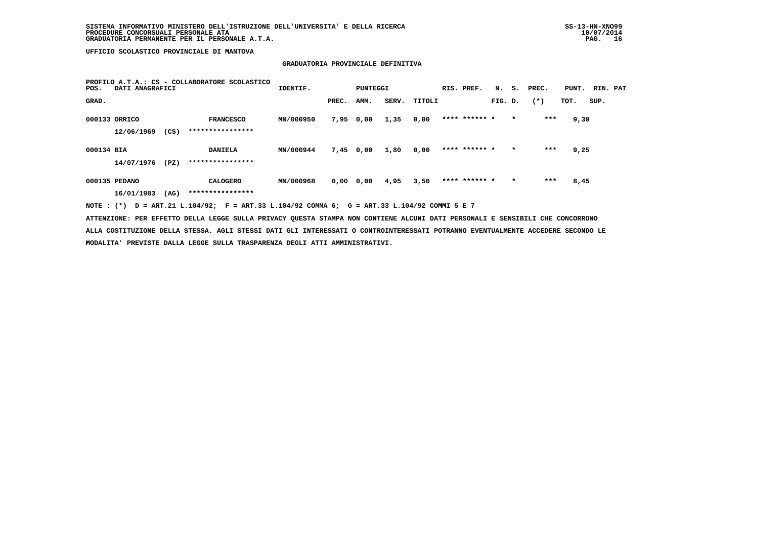**SISTEMA INFORMATIVO MINISTERO DELL'ISTRUZIONE DELL'UNIVERSITA' E DELLA RICERCA**
**PROCEDURE CONCORSUALI PERSONALE ATA**
**GRADUATORIA PERMANENTE PER IL PERSONALE A.T.A.**

SS-13-HN-XNO99
10/07/2014

**UFFICIO SCOLASTICO PROVINCIALE DI MANTOVA**

## GRADUATORIA PROVINCIALE DEFINITIVA

PROFILO A.T.A.: CS - COLLABORATORE SCOLASTICO

| POS. GRAD. | DATI ANAGRAFICI | | IDENTIF. | PUNTEGGI PREC. | AMM. | SERV. | TITOLI | RIS. | PREF. | N. FIG. | S. D. | PREC. (*) | PUNT. TOT. | RIN. SUP. | PAT |
|---|---|---|---|---|---|---|---|---|---|---|---|---|---|---|---|
| 000133 | ORRICO 12/06/1969 (CS) | FRANCESCO **************** | MN/000950 | 7,95 | 0,00 | 1,35 | 0,00 | **** | ****** | * | * | *** | 9,30 | | |
| 000134 | BIA 14/07/1976 (PZ) | DANIELA **************** | MN/000944 | 7,45 | 0,00 | 1,80 | 0,00 | **** | ****** | * | * | *** | 9,25 | | |
| 000135 | PEDANO 16/01/1983 (AG) | CALOGERO **************** | MN/000968 | 0,00 | 0,00 | 4,95 | 3,50 | **** | ****** | * | * | *** | 8,45 | | |

NOTE : (*) D = ART.21 L.104/92; F = ART.33 L.104/92 COMMA 6; G = ART.33 L.104/92 COMMI 5 E 7

ATTENZIONE: PER EFFETTO DELLA LEGGE SULLA PRIVACY QUESTA STAMPA NON CONTIENE ALCUNI DATI PERSONALI E SENSIBILI CHE CONCORRONO ALLA COSTITUZIONE DELLA STESSA. AGLI STESSI DATI GLI INTERESSATI O CONTROINTERESSATI POTRANNO EVENTUALMENTE ACCEDERE SECONDO LE MODALITA' PREVISTE DALLA LEGGE SULLA TRASPARENZA DEGLI ATTI AMMINISTRATIVI.